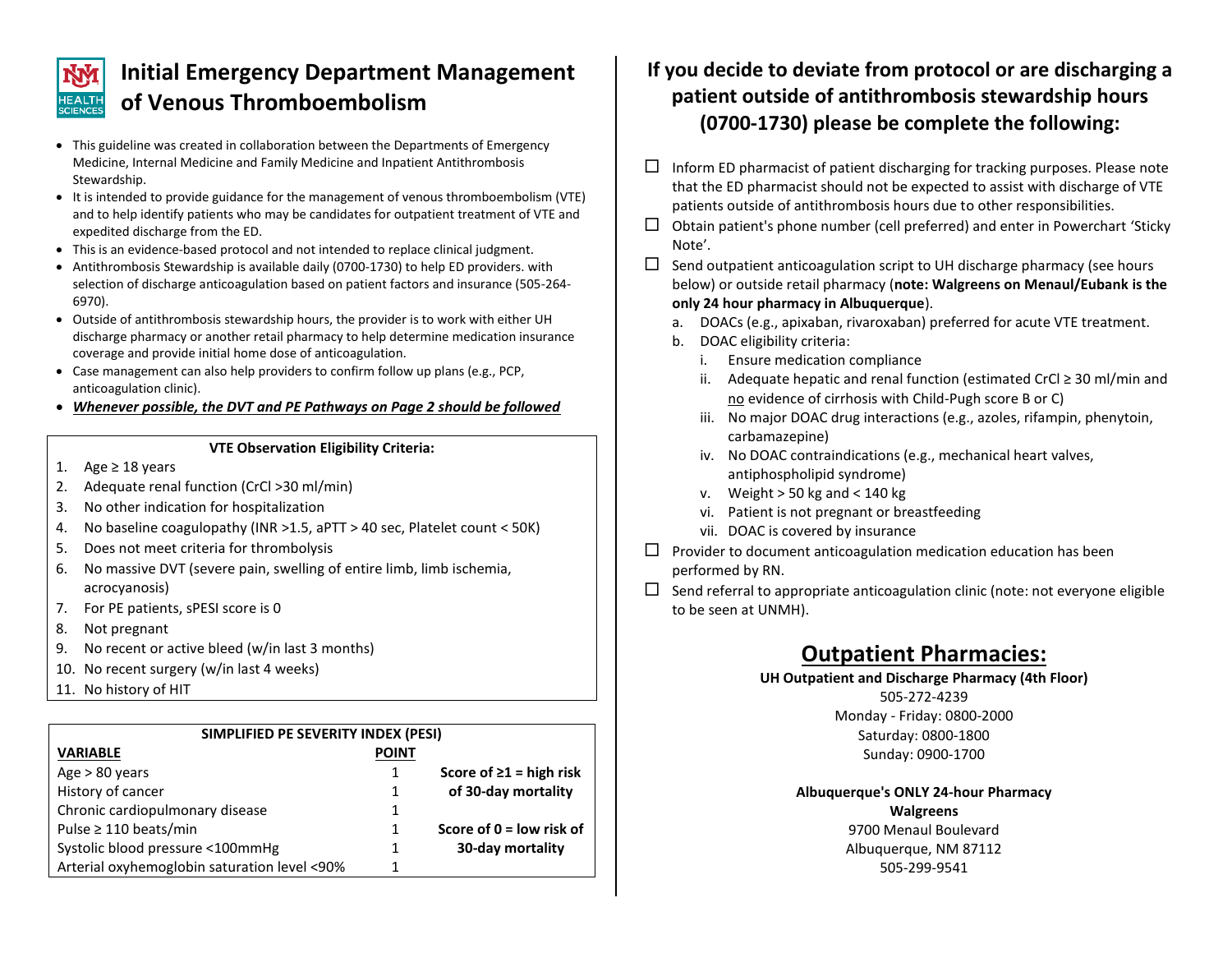# Initial Emergency Department Management of Venous Thromboembolism

- This guideline was created in collaboration between the Departments of Emergency Medicine, Internal Medicine and Family Medicine and Inpatient Antithrombosis Stewardship.
- It is intended to provide guidance for the management of venous thromboembolism (VTE) and to help identify patients who may be candidates for outpatient treatment of VTE and expedited discharge from the ED.
- This is an evidence-based protocol and not intended to replace clinical judgment.
- Antithrombosis Stewardship is available daily (0700-1730) to help ED providers. with selection of discharge anticoagulation based on patient factors and insurance (505-264-6970).
- Outside of antithrombosis stewardship hours, the provider is to work with either UH discharge pharmacy or another retail pharmacy to help determine medication insurance coverage and provide initial home dose of anticoagulation.
- Case management can also help providers to confirm follow up plans (e.g., PCP, anticoagulation clinic).
- ***Whenever possible, the DVT and PE Pathways on Page 2 should be followed***

**VTE Observation Eligibility Criteria:**

1. Age ≥ 18 years
2. Adequate renal function (CrCl >30 ml/min)
3. No other indication for hospitalization
4. No baseline coagulopathy (INR >1.5, aPTT > 40 sec, Platelet count < 50K)
5. Does not meet criteria for thrombolysis
6. No massive DVT (severe pain, swelling of entire limb, limb ischemia, acrocyanosis)
7. For PE patients, sPESI score is 0
8. Not pregnant
9. No recent or active bleed (w/in last 3 months)
10. No recent surgery (w/in last 4 weeks)
11. No history of HIT

**SIMPLIFIED PE SEVERITY INDEX (PESI)**

| VARIABLE | POINT | |
|---|---|---|
| Age > 80 years | 1 | **Score of ≥1 = high risk of 30-day mortality** |
| History of cancer | 1 | |
| Chronic cardiopulmonary disease | 1 | |
| Pulse ≥ 110 beats/min | 1 | **Score of 0 = low risk of 30-day mortality** |
| Systolic blood pressure <100mmHg | 1 | |
| Arterial oxyhemoglobin saturation level <90% | 1 | |

## If you decide to deviate from protocol or are discharging a patient outside of antithrombosis stewardship hours (0700-1730) please be complete the following:

- ☐ Inform ED pharmacist of patient discharging for tracking purposes. Please note that the ED pharmacist should not be expected to assist with discharge of VTE patients outside of antithrombosis hours due to other responsibilities.
- ☐ Obtain patient's phone number (cell preferred) and enter in Powerchart 'Sticky Note'.
- ☐ Send outpatient anticoagulation script to UH discharge pharmacy (see hours below) or outside retail pharmacy (**note: Walgreens on Menaul/Eubank is the only 24 hour pharmacy in Albuquerque**).
  a. DOACs (e.g., apixaban, rivaroxaban) preferred for acute VTE treatment.
  b. DOAC eligibility criteria:
     i. Ensure medication compliance
     ii. Adequate hepatic and renal function (estimated CrCl ≥ 30 ml/min and <u>no</u> evidence of cirrhosis with Child-Pugh score B or C)
     iii. No major DOAC drug interactions (e.g., azoles, rifampin, phenytoin, carbamazepine)
     iv. No DOAC contraindications (e.g., mechanical heart valves, antiphospholipid syndrome)
     v. Weight > 50 kg and < 140 kg
     vi. Patient is not pregnant or breastfeeding
     vii. DOAC is covered by insurance
- ☐ Provider to document anticoagulation medication education has been performed by RN.
- ☐ Send referral to appropriate anticoagulation clinic (note: not everyone eligible to be seen at UNMH).

## Outpatient Pharmacies:

**UH Outpatient and Discharge Pharmacy (4th Floor)**
505-272-4239
Monday - Friday: 0800-2000
Saturday: 0800-1800
Sunday: 0900-1700

**Albuquerque's ONLY 24-hour Pharmacy**
**Walgreens**
9700 Menaul Boulevard
Albuquerque, NM 87112
505-299-9541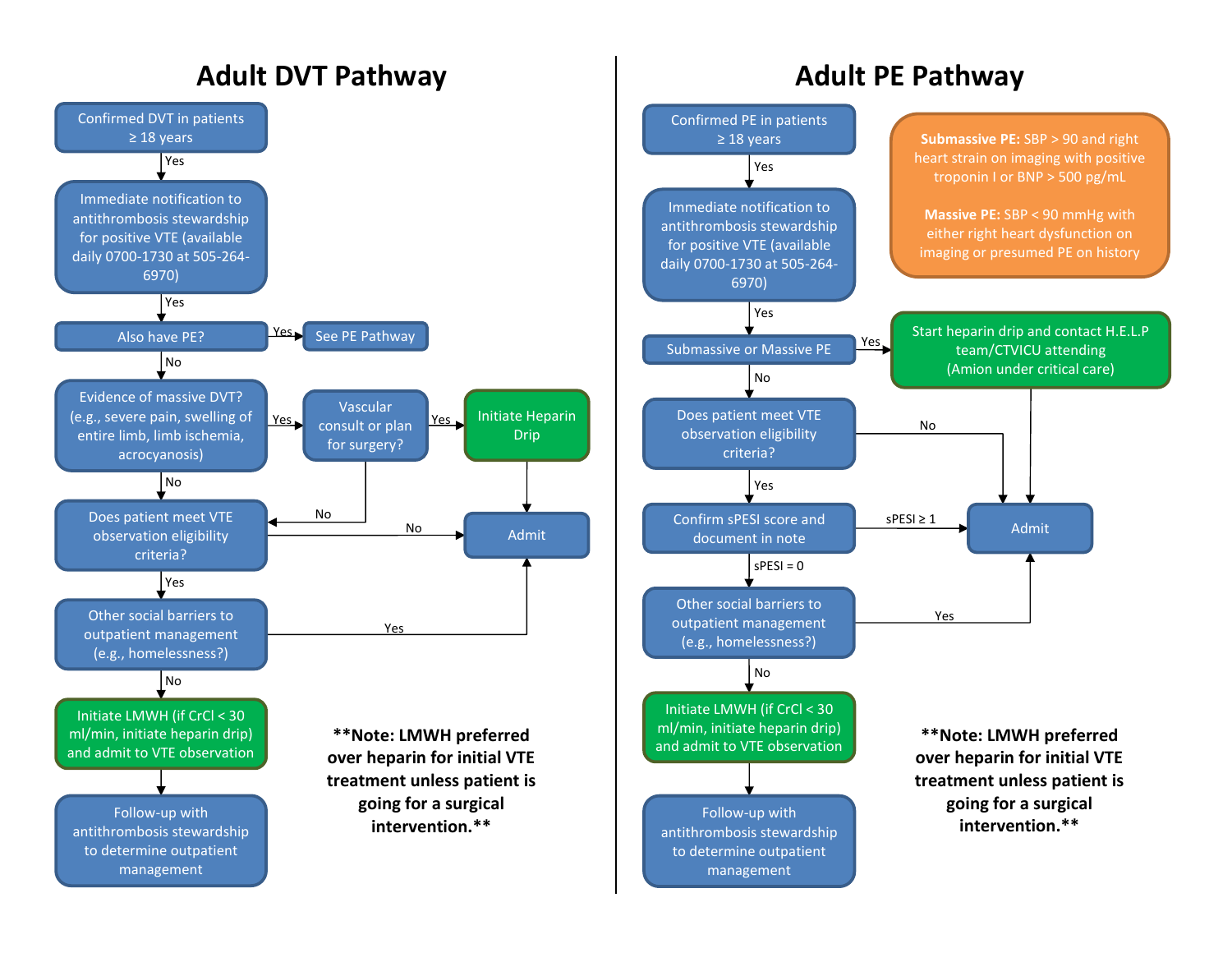# Adult DVT Pathway

Confirmed DVT in patients ≥ 18 years

Yes

Immediate notification to antithrombosis stewardship for positive VTE (available daily 0700-1730 at 505-264-6970)

Yes

Also have PE?

Yes → See PE Pathway

No

Evidence of massive DVT? (e.g., severe pain, swelling of entire limb, limb ischemia, acrocyanosis)

Yes → Vascular consult or plan for surgery?

Yes → Initiate Heparin Drip → Admit

No → Does patient meet VTE observation eligibility criteria?

No

Does patient meet VTE observation eligibility criteria?

No → Admit

Yes

Other social barriers to outpatient management (e.g., homelessness?)

Yes → Admit

No

Initiate LMWH (if CrCl < 30 ml/min, initiate heparin drip) and admit to VTE observation

Follow-up with antithrombosis stewardship to determine outpatient management

**Note: LMWH preferred over heparin for initial VTE treatment unless patient is going for a surgical intervention.**

# Adult PE Pathway

Confirmed PE in patients ≥ 18 years

**Submassive PE:** SBP > 90 and right heart strain on imaging with positive troponin I or BNP > 500 pg/mL

**Massive PE:** SBP < 90 mmHg with either right heart dysfunction on imaging or presumed PE on history

Yes

Immediate notification to antithrombosis stewardship for positive VTE (available daily 0700-1730 at 505-264-6970)

Yes

Submassive or Massive PE

Yes → Start heparin drip and contact H.E.L.P team/CTVICU attending (Amion under critical care) → Admit

No

Does patient meet VTE observation eligibility criteria?

No → Admit

Yes

Confirm sPESI score and document in note

sPESI ≥ 1 → Admit

sPESI = 0

Other social barriers to outpatient management (e.g., homelessness?)

Yes → Admit

No

Initiate LMWH (if CrCl < 30 ml/min, initiate heparin drip) and admit to VTE observation

Follow-up with antithrombosis stewardship to determine outpatient management

**Note: LMWH preferred over heparin for initial VTE treatment unless patient is going for a surgical intervention.**